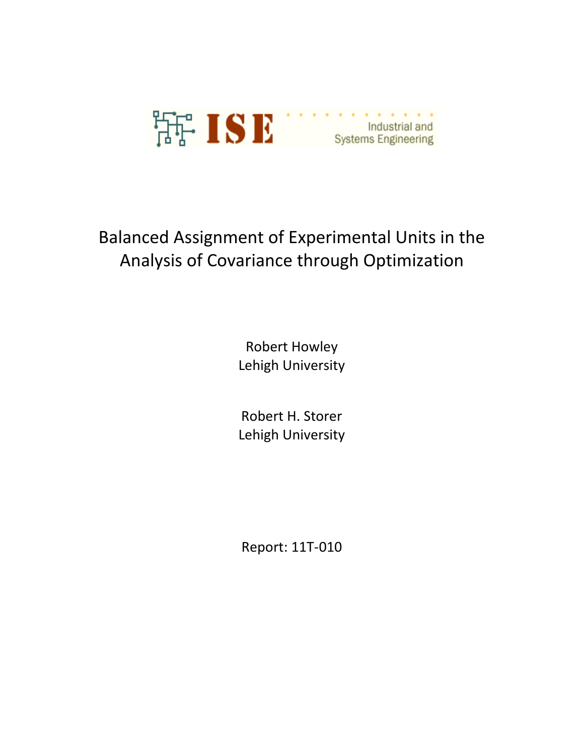ISE Industrial and Systems Engineering

# Balanced Assignment of Experimental Units in the Analysis of Covariance through Optimization

Robert Howley
Lehigh University

Robert H. Storer
Lehigh University

Report: 11T-010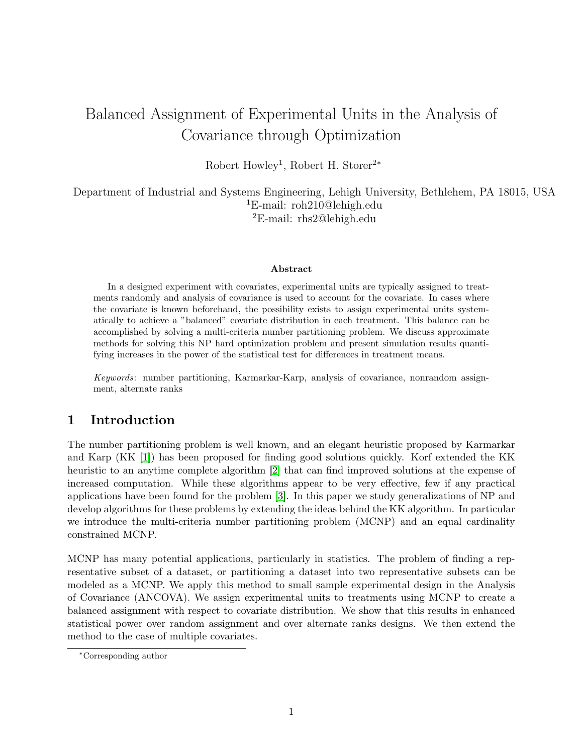# Balanced Assignment of Experimental Units in the Analysis of Covariance through Optimization

Robert Howley[1], Robert H. Storer[2*]

Department of Industrial and Systems Engineering, Lehigh University, Bethlehem, PA 18015, USA
[1]E-mail: roh210@lehigh.edu
[2]E-mail: rhs2@lehigh.edu

### Abstract

In a designed experiment with covariates, experimental units are typically assigned to treatments randomly and analysis of covariance is used to account for the covariate. In cases where the covariate is known beforehand, the possibility exists to assign experimental units systematically to achieve a "balanced" covariate distribution in each treatment. This balance can be accomplished by solving a multi-criteria number partitioning problem. We discuss approximate methods for solving this NP hard optimization problem and present simulation results quantifying increases in the power of the statistical test for differences in treatment means.

*Keywords*: number partitioning, Karmarkar-Karp, analysis of covariance, nonrandom assignment, alternate ranks

## 1 Introduction

The number partitioning problem is well known, and an elegant heuristic proposed by Karmarkar and Karp (KK [1]) has been proposed for finding good solutions quickly. Korf extended the KK heuristic to an anytime complete algorithm [2] that can find improved solutions at the expense of increased computation. While these algorithms appear to be very effective, few if any practical applications have been found for the problem [3]. In this paper we study generalizations of NP and develop algorithms for these problems by extending the ideas behind the KK algorithm. In particular we introduce the multi-criteria number partitioning problem (MCNP) and an equal cardinality constrained MCNP.

MCNP has many potential applications, particularly in statistics. The problem of finding a representative subset of a dataset, or partitioning a dataset into two representative subsets can be modeled as a MCNP. We apply this method to small sample experimental design in the Analysis of Covariance (ANCOVA). We assign experimental units to treatments using MCNP to create a balanced assignment with respect to covariate distribution. We show that this results in enhanced statistical power over random assignment and over alternate ranks designs. We then extend the method to the case of multiple covariates.

*Corresponding author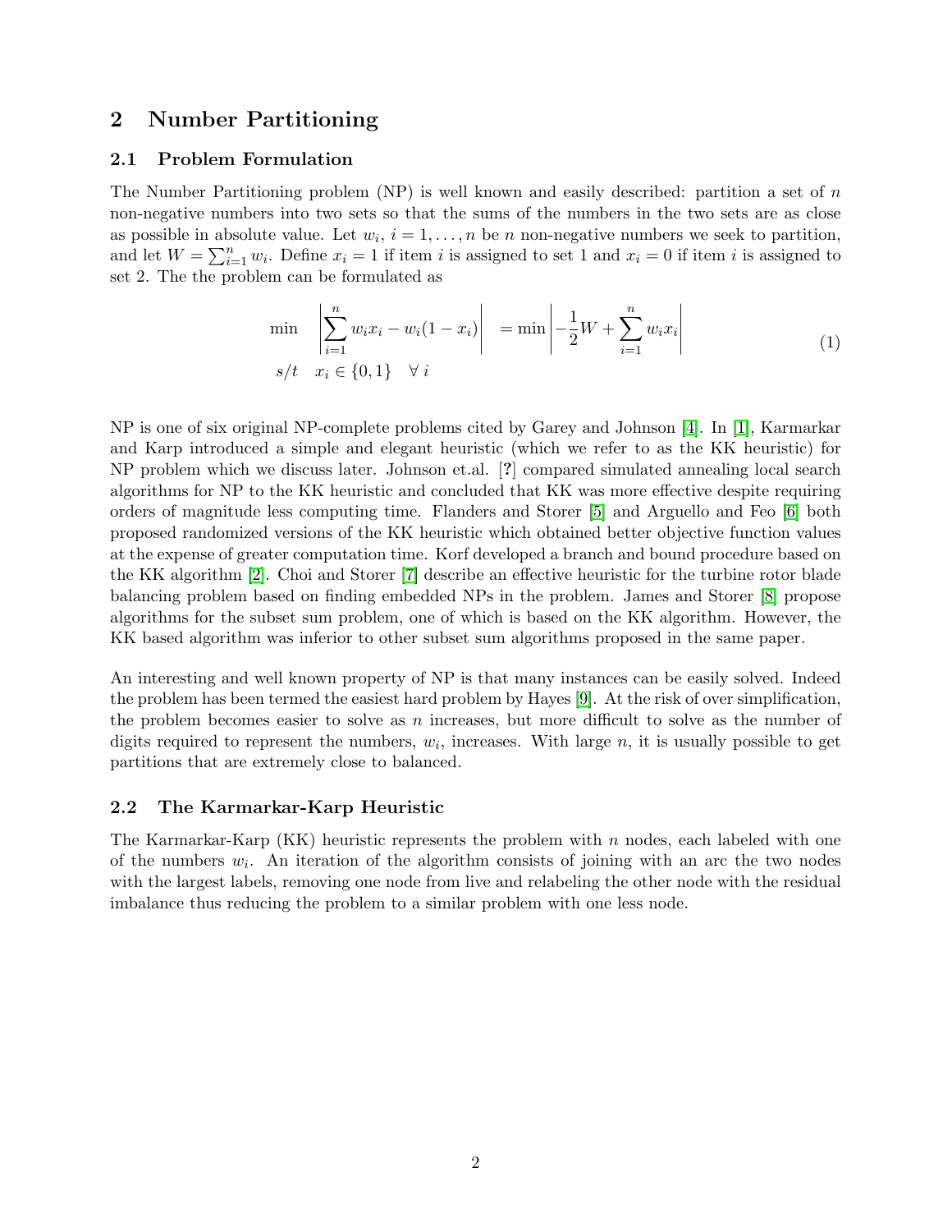## 2 Number Partitioning

### 2.1 Problem Formulation

The Number Partitioning problem (NP) is well known and easily described: partition a set of $n$ non-negative numbers into two sets so that the sums of the numbers in the two sets are as close as possible in absolute value. Let $w_i$, $i = 1, \ldots, n$ be $n$ non-negative numbers we seek to partition, and let $W = \sum_{i=1}^{n} w_i$. Define $x_i = 1$ if item $i$ is assigned to set 1 and $x_i = 0$ if item $i$ is assigned to set 2. The the problem can be formulated as

$$
\begin{aligned}
\min \quad & \left| \sum_{i=1}^{n} w_i x_i - w_i(1 - x_i) \right| \quad = \min \left| -\frac{1}{2} W + \sum_{i=1}^{n} w_i x_i \right| \\
s/t \quad & x_i \in \{0, 1\} \quad \forall \, i
\end{aligned}
\tag{1}
$$

NP is one of six original NP-complete problems cited by Garey and Johnson [4]. In [1], Karmarkar and Karp introduced a simple and elegant heuristic (which we refer to as the KK heuristic) for NP problem which we discuss later. Johnson et.al. [**?**] compared simulated annealing local search algorithms for NP to the KK heuristic and concluded that KK was more effective despite requiring orders of magnitude less computing time. Flanders and Storer [5] and Arguello and Feo [6] both proposed randomized versions of the KK heuristic which obtained better objective function values at the expense of greater computation time. Korf developed a branch and bound procedure based on the KK algorithm [2]. Choi and Storer [7] describe an effective heuristic for the turbine rotor blade balancing problem based on finding embedded NPs in the problem. James and Storer [8] propose algorithms for the subset sum problem, one of which is based on the KK algorithm. However, the KK based algorithm was inferior to other subset sum algorithms proposed in the same paper.

An interesting and well known property of NP is that many instances can be easily solved. Indeed the problem has been termed the easiest hard problem by Hayes [9]. At the risk of over simplification, the problem becomes easier to solve as $n$ increases, but more difficult to solve as the number of digits required to represent the numbers, $w_i$, increases. With large $n$, it is usually possible to get partitions that are extremely close to balanced.

### 2.2 The Karmarkar-Karp Heuristic

The Karmarkar-Karp (KK) heuristic represents the problem with $n$ nodes, each labeled with one of the numbers $w_i$. An iteration of the algorithm consists of joining with an arc the two nodes with the largest labels, removing one node from live and relabeling the other node with the residual imbalance thus reducing the problem to a similar problem with one less node.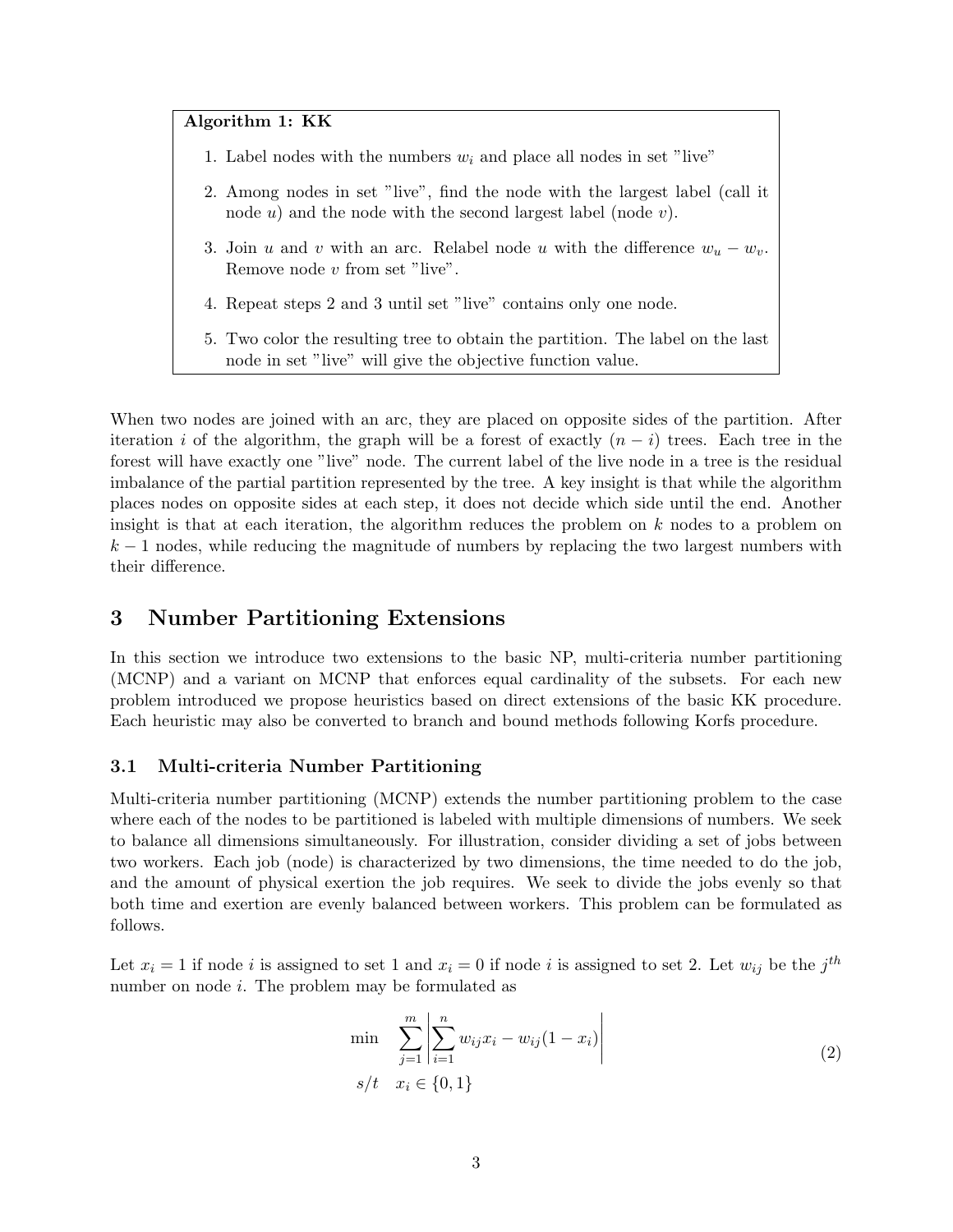**Algorithm 1: KK**

1. Label nodes with the numbers $w_i$ and place all nodes in set "live"
2. Among nodes in set "live", find the node with the largest label (call it node $u$) and the node with the second largest label (node $v$).
3. Join $u$ and $v$ with an arc. Relabel node $u$ with the difference $w_u - w_v$. Remove node $v$ from set "live".
4. Repeat steps 2 and 3 until set "live" contains only one node.
5. Two color the resulting tree to obtain the partition. The label on the last node in set "live" will give the objective function value.

When two nodes are joined with an arc, they are placed on opposite sides of the partition. After iteration $i$ of the algorithm, the graph will be a forest of exactly $(n - i)$ trees. Each tree in the forest will have exactly one "live" node. The current label of the live node in a tree is the residual imbalance of the partial partition represented by the tree. A key insight is that while the algorithm places nodes on opposite sides at each step, it does not decide which side until the end. Another insight is that at each iteration, the algorithm reduces the problem on $k$ nodes to a problem on $k - 1$ nodes, while reducing the magnitude of numbers by replacing the two largest numbers with their difference.

## 3 Number Partitioning Extensions

In this section we introduce two extensions to the basic NP, multi-criteria number partitioning (MCNP) and a variant on MCNP that enforces equal cardinality of the subsets. For each new problem introduced we propose heuristics based on direct extensions of the basic KK procedure. Each heuristic may also be converted to branch and bound methods following Korfs procedure.

### 3.1 Multi-criteria Number Partitioning

Multi-criteria number partitioning (MCNP) extends the number partitioning problem to the case where each of the nodes to be partitioned is labeled with multiple dimensions of numbers. We seek to balance all dimensions simultaneously. For illustration, consider dividing a set of jobs between two workers. Each job (node) is characterized by two dimensions, the time needed to do the job, and the amount of physical exertion the job requires. We seek to divide the jobs evenly so that both time and exertion are evenly balanced between workers. This problem can be formulated as follows.

Let $x_i = 1$ if node $i$ is assigned to set 1 and $x_i = 0$ if node $i$ is assigned to set 2. Let $w_{ij}$ be the $j^{th}$ number on node $i$. The problem may be formulated as

$$\begin{aligned} \min \quad & \sum_{j=1}^{m} \left| \sum_{i=1}^{n} w_{ij} x_i - w_{ij}(1 - x_i) \right| \\ s/t \quad & x_i \in \{0, 1\} \end{aligned} \tag{2}$$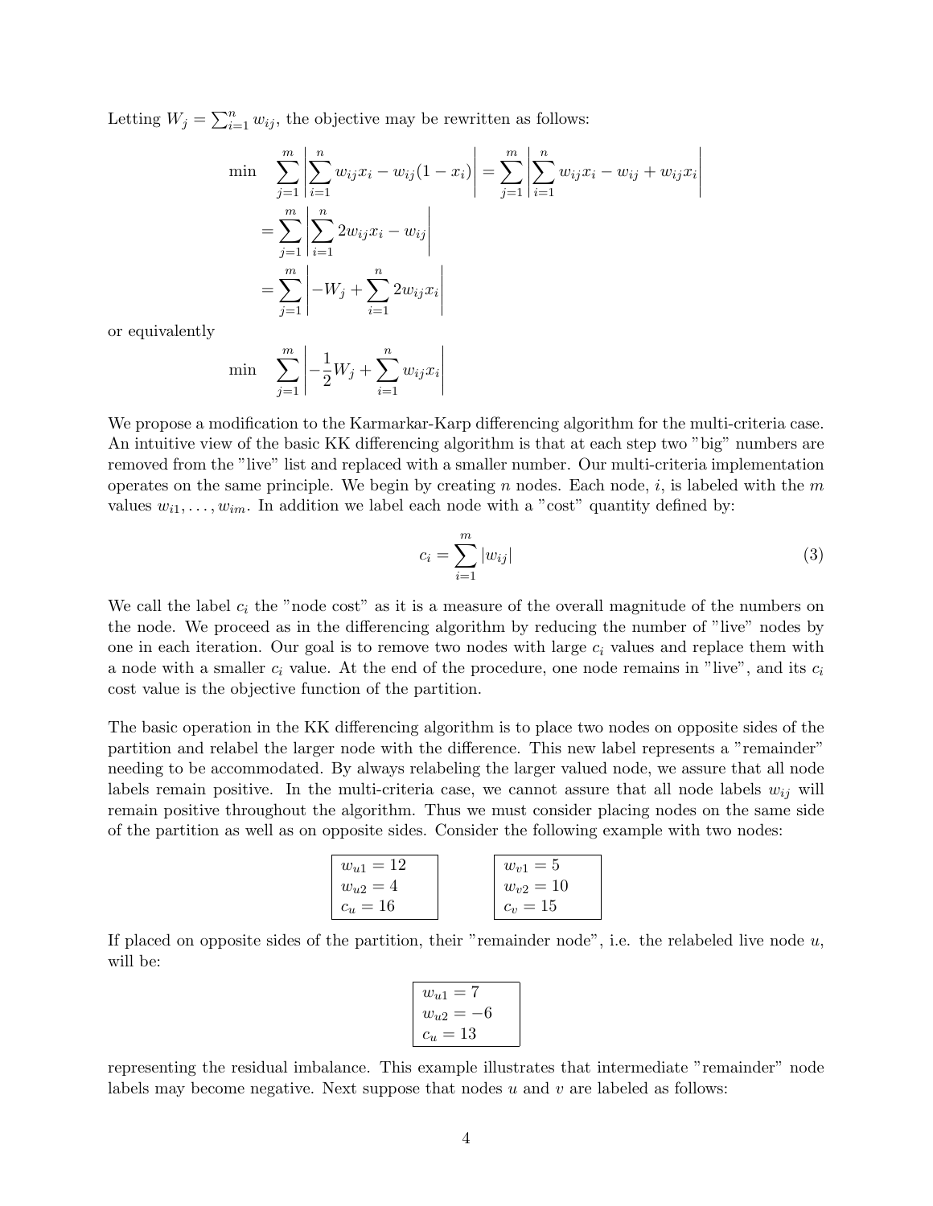Letting $W_j = \sum_{i=1}^{n} w_{ij}$, the objective may be rewritten as follows:

$$
\begin{aligned}
\min \quad & \sum_{j=1}^{m} \left| \sum_{i=1}^{n} w_{ij}x_i - w_{ij}(1-x_i) \right| = \sum_{j=1}^{m} \left| \sum_{i=1}^{n} w_{ij}x_i - w_{ij} + w_{ij}x_i \right| \\
& = \sum_{j=1}^{m} \left| \sum_{i=1}^{n} 2w_{ij}x_i - w_{ij} \right| \\
& = \sum_{j=1}^{m} \left| -W_j + \sum_{i=1}^{n} 2w_{ij}x_i \right|
\end{aligned}
$$

or equivalently

$$
\min \quad \sum_{j=1}^{m} \left| -\frac{1}{2}W_j + \sum_{i=1}^{n} w_{ij}x_i \right|
$$

We propose a modification to the Karmarkar-Karp differencing algorithm for the multi-criteria case. An intuitive view of the basic KK differencing algorithm is that at each step two "big" numbers are removed from the "live" list and replaced with a smaller number. Our multi-criteria implementation operates on the same principle. We begin by creating $n$ nodes. Each node, $i$, is labeled with the $m$ values $w_{i1}, \ldots, w_{im}$. In addition we label each node with a "cost" quantity defined by:

$$
c_i = \sum_{i=1}^{m} |w_{ij}| \tag{3}
$$

We call the label $c_i$ the "node cost" as it is a measure of the overall magnitude of the numbers on the node. We proceed as in the differencing algorithm by reducing the number of "live" nodes by one in each iteration. Our goal is to remove two nodes with large $c_i$ values and replace them with a node with a smaller $c_i$ value. At the end of the procedure, one node remains in "live", and its $c_i$ cost value is the objective function of the partition.

The basic operation in the KK differencing algorithm is to place two nodes on opposite sides of the partition and relabel the larger node with the difference. This new label represents a "remainder" needing to be accommodated. By always relabeling the larger valued node, we assure that all node labels remain positive. In the multi-criteria case, we cannot assure that all node labels $w_{ij}$ will remain positive throughout the algorithm. Thus we must consider placing nodes on the same side of the partition as well as on opposite sides. Consider the following example with two nodes:

| $w_{u1} = 12$ |
| --- |
| $w_{u2} = 4$ |
| $c_u = 16$ |

| $w_{v1} = 5$ |
| --- |
| $w_{v2} = 10$ |
| $c_v = 15$ |

If placed on opposite sides of the partition, their "remainder node", i.e. the relabeled live node $u$, will be:

| $w_{u1} = 7$ |
| --- |
| $w_{u2} = -6$ |
| $c_u = 13$ |

representing the residual imbalance. This example illustrates that intermediate "remainder" node labels may become negative. Next suppose that nodes $u$ and $v$ are labeled as follows: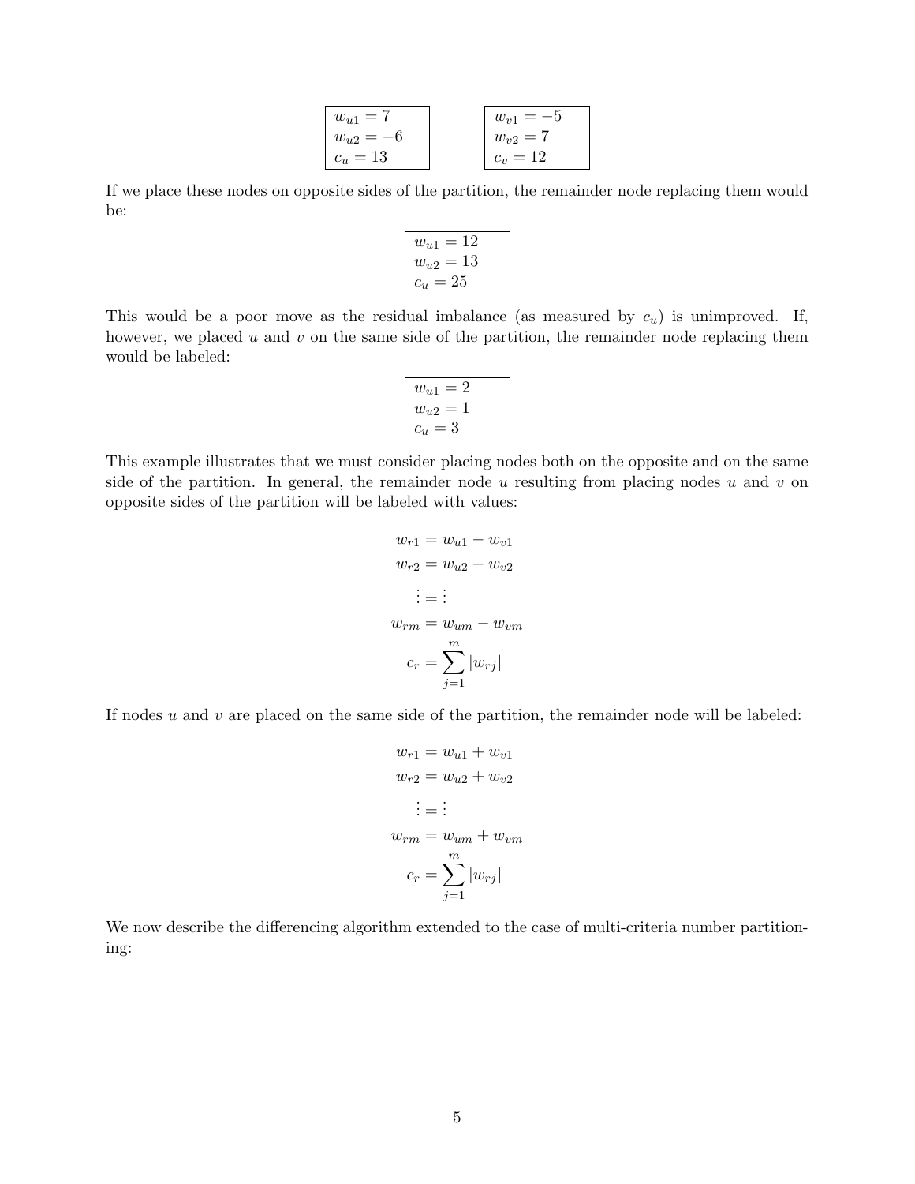$$
\begin{array}{|l|}
\hline
w_{u1} = 7 \\
w_{u2} = -6 \\
c_u = 13 \\
\hline
\end{array}
\qquad
\begin{array}{|l|}
\hline
w_{v1} = -5 \\
w_{v2} = 7 \\
c_v = 12 \\
\hline
\end{array}
$$

If we place these nodes on opposite sides of the partition, the remainder node replacing them would be:

$$
\begin{array}{|l|}
\hline
w_{u1} = 12 \\
w_{u2} = 13 \\
c_u = 25 \\
\hline
\end{array}
$$

This would be a poor move as the residual imbalance (as measured by $c_u$) is unimproved. If, however, we placed $u$ and $v$ on the same side of the partition, the remainder node replacing them would be labeled:

$$
\begin{array}{|l|}
\hline
w_{u1} = 2 \\
w_{u2} = 1 \\
c_u = 3 \\
\hline
\end{array}
$$

This example illustrates that we must consider placing nodes both on the opposite and on the same side of the partition. In general, the remainder node $u$ resulting from placing nodes $u$ and $v$ on opposite sides of the partition will be labeled with values:

$$
\begin{aligned}
w_{r1} &= w_{u1} - w_{v1} \\
w_{r2} &= w_{u2} - w_{v2} \\
\vdots &= \vdots \\
w_{rm} &= w_{um} - w_{vm} \\
c_r &= \sum_{j=1}^{m} |w_{rj}|
\end{aligned}
$$

If nodes $u$ and $v$ are placed on the same side of the partition, the remainder node will be labeled:

$$
\begin{aligned}
w_{r1} &= w_{u1} + w_{v1} \\
w_{r2} &= w_{u2} + w_{v2} \\
\vdots &= \vdots \\
w_{rm} &= w_{um} + w_{vm} \\
c_r &= \sum_{j=1}^{m} |w_{rj}|
\end{aligned}
$$

We now describe the differencing algorithm extended to the case of multi-criteria number partitioning: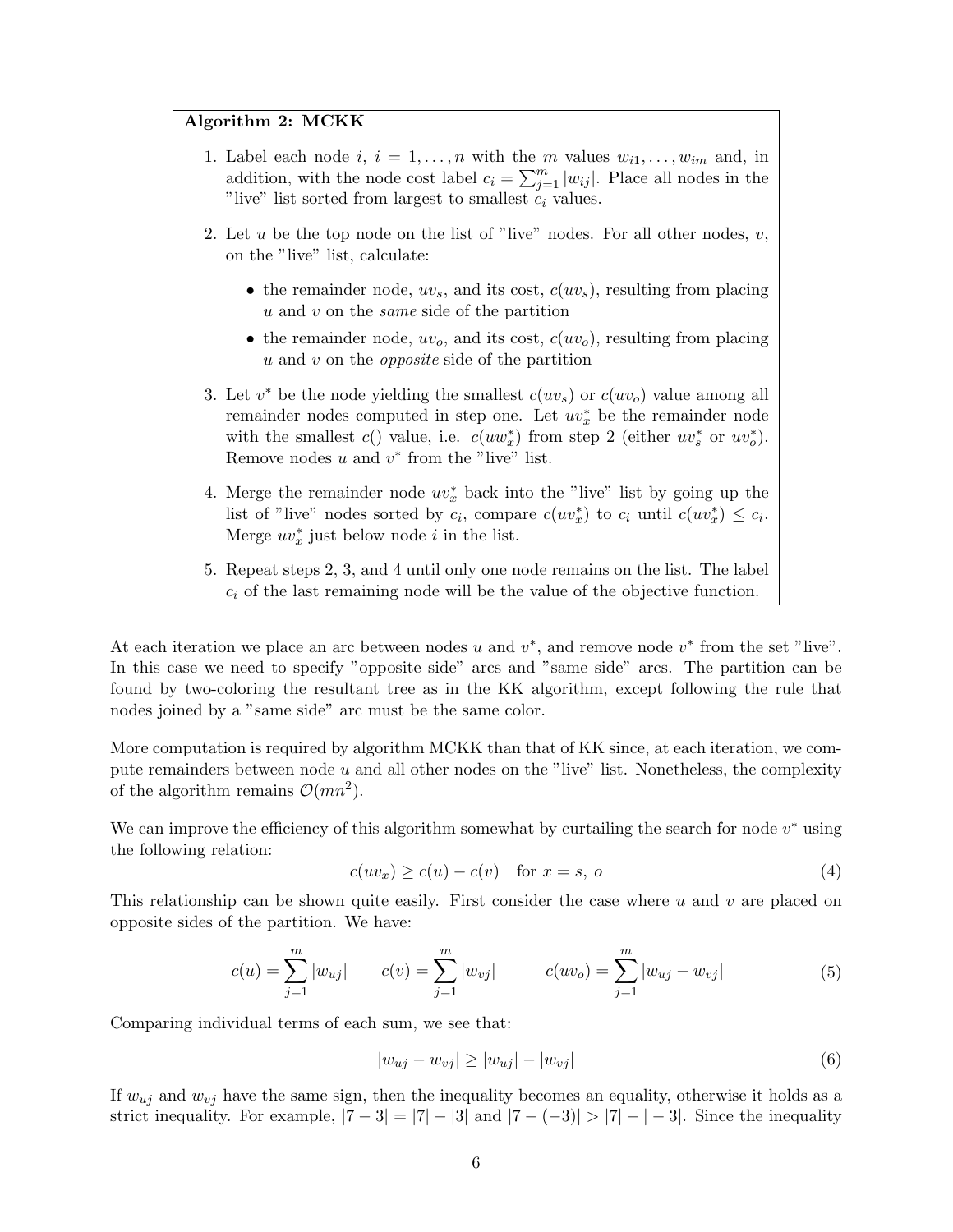**Algorithm 2: MCKK**

1. Label each node $i$, $i = 1, \ldots, n$ with the $m$ values $w_{i1}, \ldots, w_{im}$ and, in addition, with the node cost label $c_i = \sum_{j=1}^{m} |w_{ij}|$. Place all nodes in the "live" list sorted from largest to smallest $c_i$ values.

2. Let $u$ be the top node on the list of "live" nodes. For all other nodes, $v$, on the "live" list, calculate:

   - the remainder node, $uv_s$, and its cost, $c(uv_s)$, resulting from placing $u$ and $v$ on the *same* side of the partition
   - the remainder node, $uv_o$, and its cost, $c(uv_o)$, resulting from placing $u$ and $v$ on the *opposite* side of the partition

3. Let $v^*$ be the node yielding the smallest $c(uv_s)$ or $c(uv_o)$ value among all remainder nodes computed in step one. Let $uv_x^*$ be the remainder node with the smallest $c()$ value, i.e. $c(uw_x^*)$ from step 2 (either $uv_s^*$ or $uv_o^*$). Remove nodes $u$ and $v^*$ from the "live" list.

4. Merge the remainder node $uv_x^*$ back into the "live" list by going up the list of "live" nodes sorted by $c_i$, compare $c(uv_x^*)$ to $c_i$ until $c(uv_x^*) \leq c_i$. Merge $uv_x^*$ just below node $i$ in the list.

5. Repeat steps 2, 3, and 4 until only one node remains on the list. The label $c_i$ of the last remaining node will be the value of the objective function.

At each iteration we place an arc between nodes $u$ and $v^*$, and remove node $v^*$ from the set "live". In this case we need to specify "opposite side" arcs and "same side" arcs. The partition can be found by two-coloring the resultant tree as in the KK algorithm, except following the rule that nodes joined by a "same side" arc must be the same color.

More computation is required by algorithm MCKK than that of KK since, at each iteration, we compute remainders between node $u$ and all other nodes on the "live" list. Nonetheless, the complexity of the algorithm remains $\mathcal{O}(mn^2)$.

We can improve the efficiency of this algorithm somewhat by curtailing the search for node $v^*$ using the following relation:

$$c(uv_x) \geq c(u) - c(v) \quad \text{for } x = s,\ o \tag{4}$$

This relationship can be shown quite easily. First consider the case where $u$ and $v$ are placed on opposite sides of the partition. We have:

$$c(u) = \sum_{j=1}^{m} |w_{uj}| \qquad c(v) = \sum_{j=1}^{m} |w_{vj}| \qquad c(uv_o) = \sum_{j=1}^{m} |w_{uj} - w_{vj}| \tag{5}$$

Comparing individual terms of each sum, we see that:

$$|w_{uj} - w_{vj}| \geq |w_{uj}| - |w_{vj}| \tag{6}$$

If $w_{uj}$ and $w_{vj}$ have the same sign, then the inequality becomes an equality, otherwise it holds as a strict inequality. For example, $|7 - 3| = |7| - |3|$ and $|7 - (-3)| > |7| - |-3|$. Since the inequality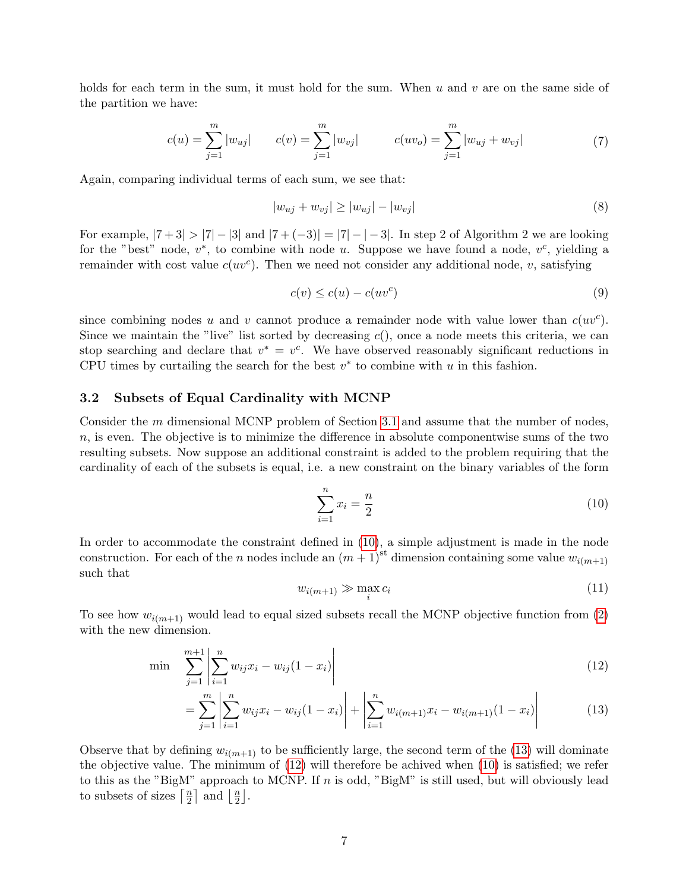holds for each term in the sum, it must hold for the sum. When $u$ and $v$ are on the same side of the partition we have:

$$c(u) = \sum_{j=1}^{m} |w_{uj}| \qquad c(v) = \sum_{j=1}^{m} |w_{vj}| \qquad c(uv_o) = \sum_{j=1}^{m} |w_{uj} + w_{vj}| \tag{7}$$

Again, comparing individual terms of each sum, we see that:

$$|w_{uj} + w_{vj}| \geq |w_{uj}| - |w_{vj}| \tag{8}$$

For example, $|7+3| > |7| - |3|$ and $|7+(-3)| = |7| - |-3|$. In step 2 of Algorithm 2 we are looking for the "best" node, $v^*$, to combine with node $u$. Suppose we have found a node, $v^c$, yielding a remainder with cost value $c(uv^c)$. Then we need not consider any additional node, $v$, satisfying

$$c(v) \leq c(u) - c(uv^c) \tag{9}$$

since combining nodes $u$ and $v$ cannot produce a remainder node with value lower than $c(uv^c)$. Since we maintain the "live" list sorted by decreasing $c()$, once a node meets this criteria, we can stop searching and declare that $v^* = v^c$. We have observed reasonably significant reductions in CPU times by curtailing the search for the best $v^*$ to combine with $u$ in this fashion.

### 3.2 Subsets of Equal Cardinality with MCNP

Consider the $m$ dimensional MCNP problem of Section 3.1 and assume that the number of nodes, $n$, is even. The objective is to minimize the difference in absolute componentwise sums of the two resulting subsets. Now suppose an additional constraint is added to the problem requiring that the cardinality of each of the subsets is equal, i.e. a new constraint on the binary variables of the form

$$\sum_{i=1}^{n} x_i = \frac{n}{2} \tag{10}$$

In order to accommodate the constraint defined in (10), a simple adjustment is made in the node construction. For each of the $n$ nodes include an $(m+1)^{\text{st}}$ dimension containing some value $w_{i(m+1)}$ such that

$$w_{i(m+1)} \gg \max_i c_i \tag{11}$$

To see how $w_{i(m+1)}$ would lead to equal sized subsets recall the MCNP objective function from (2) with the new dimension.

$$\min \quad \sum_{j=1}^{m+1} \left| \sum_{i=1}^{n} w_{ij} x_i - w_{ij}(1 - x_i) \right| \tag{12}$$

$$= \sum_{j=1}^{m} \left| \sum_{i=1}^{n} w_{ij} x_i - w_{ij}(1 - x_i) \right| + \left| \sum_{i=1}^{n} w_{i(m+1)} x_i - w_{i(m+1)}(1 - x_i) \right| \tag{13}$$

Observe that by defining $w_{i(m+1)}$ to be sufficiently large, the second term of the (13) will dominate the objective value. The minimum of (12) will therefore be achived when (10) is satisfied; we refer to this as the "BigM" approach to MCNP. If $n$ is odd, "BigM" is still used, but will obviously lead to subsets of sizes $\lceil \frac{n}{2} \rceil$ and $\lfloor \frac{n}{2} \rfloor$.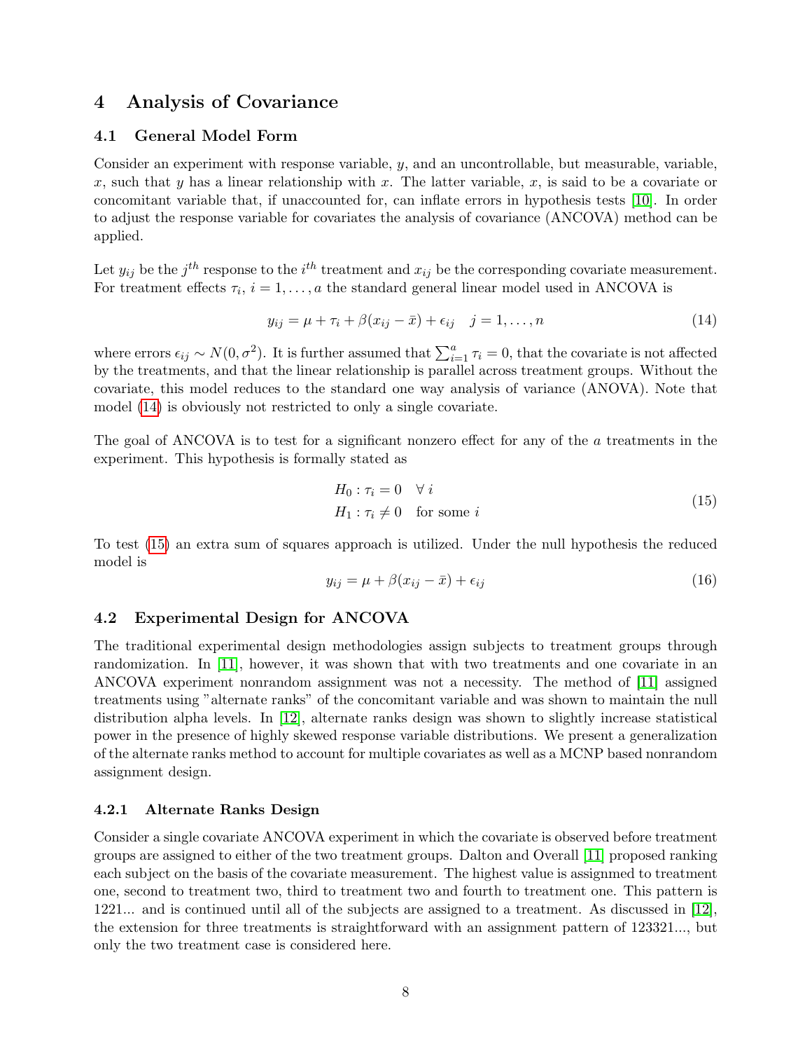## 4 Analysis of Covariance

### 4.1 General Model Form

Consider an experiment with response variable, $y$, and an uncontrollable, but measurable, variable, $x$, such that $y$ has a linear relationship with $x$. The latter variable, $x$, is said to be a covariate or concomitant variable that, if unaccounted for, can inflate errors in hypothesis tests [10]. In order to adjust the response variable for covariates the analysis of covariance (ANCOVA) method can be applied.

Let $y_{ij}$ be the $j^{th}$ response to the $i^{th}$ treatment and $x_{ij}$ be the corresponding covariate measurement. For treatment effects $\tau_i$, $i = 1, \ldots, a$ the standard general linear model used in ANCOVA is

$$y_{ij} = \mu + \tau_i + \beta(x_{ij} - \bar{x}) + \epsilon_{ij} \quad j = 1, \ldots, n \tag{14}$$

where errors $\epsilon_{ij} \sim N(0, \sigma^2)$. It is further assumed that $\sum_{i=1}^{a} \tau_i = 0$, that the covariate is not affected by the treatments, and that the linear relationship is parallel across treatment groups. Without the covariate, this model reduces to the standard one way analysis of variance (ANOVA). Note that model (14) is obviously not restricted to only a single covariate.

The goal of ANCOVA is to test for a significant nonzero effect for any of the $a$ treatments in the experiment. This hypothesis is formally stated as

$$\begin{aligned} H_0 &: \tau_i = 0 \quad \forall \; i \\ H_1 &: \tau_i \neq 0 \quad \text{for some } i \end{aligned} \tag{15}$$

To test (15) an extra sum of squares approach is utilized. Under the null hypothesis the reduced model is

$$y_{ij} = \mu + \beta(x_{ij} - \bar{x}) + \epsilon_{ij} \tag{16}$$

### 4.2 Experimental Design for ANCOVA

The traditional experimental design methodologies assign subjects to treatment groups through randomization. In [11], however, it was shown that with two treatments and one covariate in an ANCOVA experiment nonrandom assignment was not a necessity. The method of [11] assigned treatments using "alternate ranks" of the concomitant variable and was shown to maintain the null distribution alpha levels. In [12], alternate ranks design was shown to slightly increase statistical power in the presence of highly skewed response variable distributions. We present a generalization of the alternate ranks method to account for multiple covariates as well as a MCNP based nonrandom assignment design.

#### 4.2.1 Alternate Ranks Design

Consider a single covariate ANCOVA experiment in which the covariate is observed before treatment groups are assigned to either of the two treatment groups. Dalton and Overall [11] proposed ranking each subject on the basis of the covariate measurement. The highest value is assignmed to treatment one, second to treatment two, third to treatment two and fourth to treatment one. This pattern is 1221... and is continued until all of the subjects are assigned to a treatment. As discussed in [12], the extension for three treatments is straightforward with an assignment pattern of 123321..., but only the two treatment case is considered here.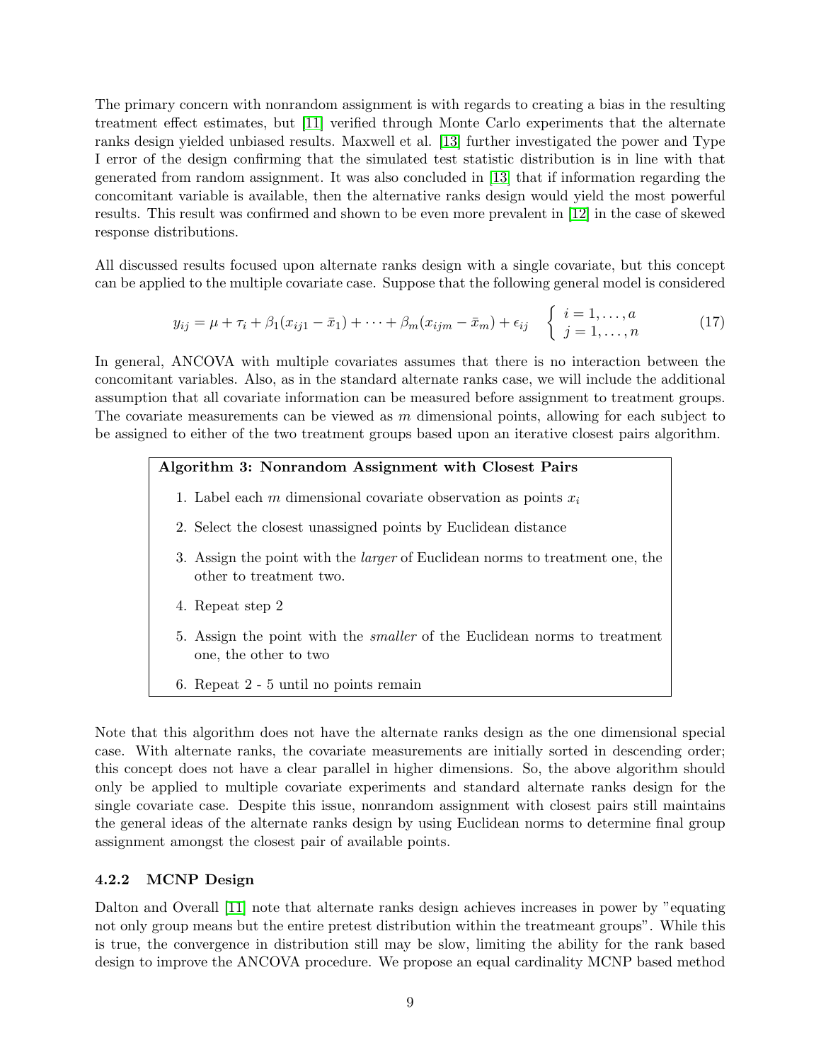The primary concern with nonrandom assignment is with regards to creating a bias in the resulting treatment effect estimates, but [11] verified through Monte Carlo experiments that the alternate ranks design yielded unbiased results. Maxwell et al. [13] further investigated the power and Type I error of the design confirming that the simulated test statistic distribution is in line with that generated from random assignment. It was also concluded in [13] that if information regarding the concomitant variable is available, then the alternative ranks design would yield the most powerful results. This result was confirmed and shown to be even more prevalent in [12] in the case of skewed response distributions.

All discussed results focused upon alternate ranks design with a single covariate, but this concept can be applied to the multiple covariate case. Suppose that the following general model is considered

$$y_{ij} = \mu + \tau_i + \beta_1(x_{ij1} - \bar{x}_1) + \cdots + \beta_m(x_{ijm} - \bar{x}_m) + \epsilon_{ij} \quad \begin{cases} i = 1, \ldots, a \\ j = 1, \ldots, n \end{cases} \tag{17}$$

In general, ANCOVA with multiple covariates assumes that there is no interaction between the concomitant variables. Also, as in the standard alternate ranks case, we will include the additional assumption that all covariate information can be measured before assignment to treatment groups. The covariate measurements can be viewed as $m$ dimensional points, allowing for each subject to be assigned to either of the two treatment groups based upon an iterative closest pairs algorithm.

**Algorithm 3: Nonrandom Assignment with Closest Pairs**

1. Label each $m$ dimensional covariate observation as points $x_i$
2. Select the closest unassigned points by Euclidean distance
3. Assign the point with the *larger* of Euclidean norms to treatment one, the other to treatment two.
4. Repeat step 2
5. Assign the point with the *smaller* of the Euclidean norms to treatment one, the other to two
6. Repeat 2 - 5 until no points remain

Note that this algorithm does not have the alternate ranks design as the one dimensional special case. With alternate ranks, the covariate measurements are initially sorted in descending order; this concept does not have a clear parallel in higher dimensions. So, the above algorithm should only be applied to multiple covariate experiments and standard alternate ranks design for the single covariate case. Despite this issue, nonrandom assignment with closest pairs still maintains the general ideas of the alternate ranks design by using Euclidean norms to determine final group assignment amongst the closest pair of available points.

### 4.2.2 MCNP Design

Dalton and Overall [11] note that alternate ranks design achieves increases in power by "equating not only group means but the entire pretest distribution within the treatmeant groups". While this is true, the convergence in distribution still may be slow, limiting the ability for the rank based design to improve the ANCOVA procedure. We propose an equal cardinality MCNP based method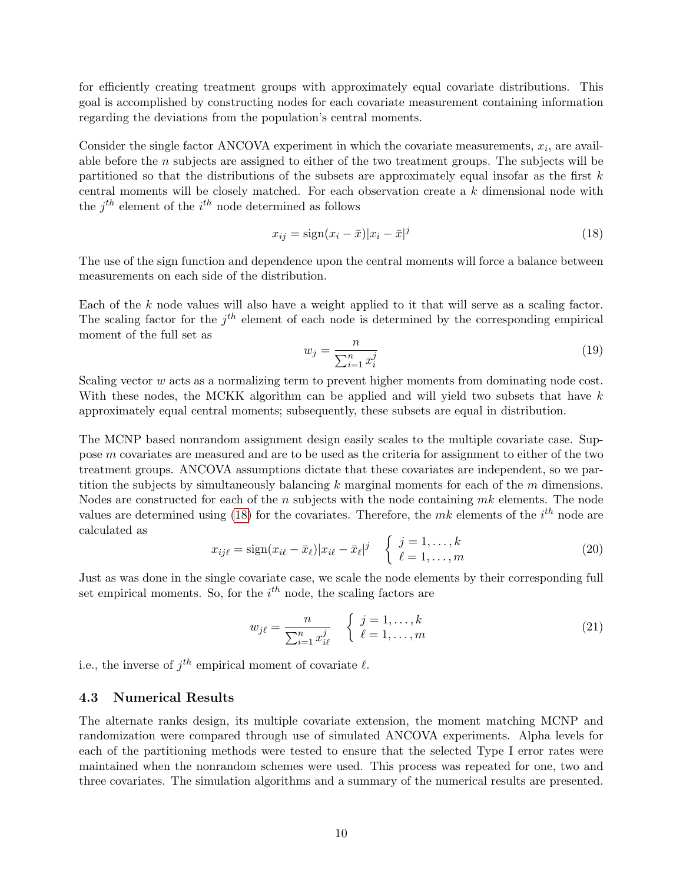for efficiently creating treatment groups with approximately equal covariate distributions. This goal is accomplished by constructing nodes for each covariate measurement containing information regarding the deviations from the population's central moments.

Consider the single factor ANCOVA experiment in which the covariate measurements, $x_i$, are available before the $n$ subjects are assigned to either of the two treatment groups. The subjects will be partitioned so that the distributions of the subsets are approximately equal insofar as the first $k$ central moments will be closely matched. For each observation create a $k$ dimensional node with the $j^{th}$ element of the $i^{th}$ node determined as follows

$$x_{ij} = \text{sign}(x_i - \bar{x})|x_i - \bar{x}|^j \tag{18}$$

The use of the sign function and dependence upon the central moments will force a balance between measurements on each side of the distribution.

Each of the $k$ node values will also have a weight applied to it that will serve as a scaling factor. The scaling factor for the $j^{th}$ element of each node is determined by the corresponding empirical moment of the full set as

$$w_j = \frac{n}{\sum_{i=1}^{n} x_i^j} \tag{19}$$

Scaling vector $w$ acts as a normalizing term to prevent higher moments from dominating node cost. With these nodes, the MCKK algorithm can be applied and will yield two subsets that have $k$ approximately equal central moments; subsequently, these subsets are equal in distribution.

The MCNP based nonrandom assignment design easily scales to the multiple covariate case. Suppose $m$ covariates are measured and are to be used as the criteria for assignment to either of the two treatment groups. ANCOVA assumptions dictate that these covariates are independent, so we partition the subjects by simultaneously balancing $k$ marginal moments for each of the $m$ dimensions. Nodes are constructed for each of the $n$ subjects with the node containing $mk$ elements. The node values are determined using (18) for the covariates. Therefore, the $mk$ elements of the $i^{th}$ node are calculated as

$$x_{ij\ell} = \text{sign}(x_{i\ell} - \bar{x}_\ell)|x_{i\ell} - \bar{x}_\ell|^j \quad \begin{cases} j = 1, \ldots, k \\ \ell = 1, \ldots, m \end{cases} \tag{20}$$

Just as was done in the single covariate case, we scale the node elements by their corresponding full set empirical moments. So, for the $i^{th}$ node, the scaling factors are

$$w_{j\ell} = \frac{n}{\sum_{i=1}^{n} x_{i\ell}^j} \quad \begin{cases} j = 1, \ldots, k \\ \ell = 1, \ldots, m \end{cases} \tag{21}$$

i.e., the inverse of $j^{th}$ empirical moment of covariate $\ell$.

### 4.3 Numerical Results

The alternate ranks design, its multiple covariate extension, the moment matching MCNP and randomization were compared through use of simulated ANCOVA experiments. Alpha levels for each of the partitioning methods were tested to ensure that the selected Type I error rates were maintained when the nonrandom schemes were used. This process was repeated for one, two and three covariates. The simulation algorithms and a summary of the numerical results are presented.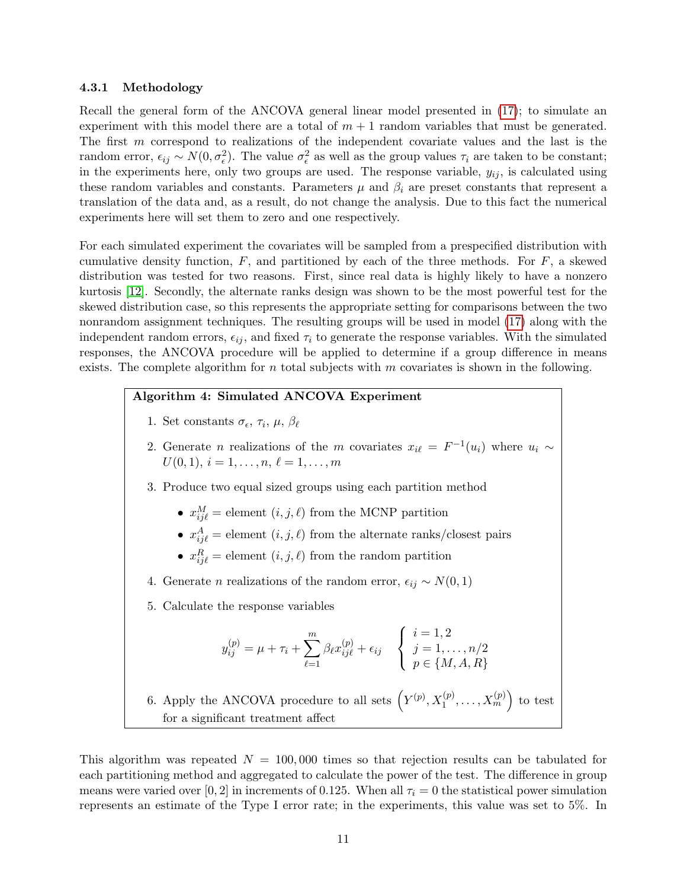### 4.3.1 Methodology

Recall the general form of the ANCOVA general linear model presented in (17); to simulate an experiment with this model there are a total of $m+1$ random variables that must be generated. The first $m$ correspond to realizations of the independent covariate values and the last is the random error, $\epsilon_{ij} \sim N(0, \sigma_\epsilon^2)$. The value $\sigma_\epsilon^2$ as well as the group values $\tau_i$ are taken to be constant; in the experiments here, only two groups are used. The response variable, $y_{ij}$, is calculated using these random variables and constants. Parameters $\mu$ and $\beta_i$ are preset constants that represent a translation of the data and, as a result, do not change the analysis. Due to this fact the numerical experiments here will set them to zero and one respectively.

For each simulated experiment the covariates will be sampled from a prespecified distribution with cumulative density function, $F$, and partitioned by each of the three methods. For $F$, a skewed distribution was tested for two reasons. First, since real data is highly likely to have a nonzero kurtosis [12]. Secondly, the alternate ranks design was shown to be the most powerful test for the skewed distribution case, so this represents the appropriate setting for comparisons between the two nonrandom assignment techniques. The resulting groups will be used in model (17) along with the independent random errors, $\epsilon_{ij}$, and fixed $\tau_i$ to generate the response variables. With the simulated responses, the ANCOVA procedure will be applied to determine if a group difference in means exists. The complete algorithm for $n$ total subjects with $m$ covariates is shown in the following.

**Algorithm 4: Simulated ANCOVA Experiment**

1. Set constants $\sigma_\epsilon$, $\tau_i$, $\mu$, $\beta_\ell$
2. Generate $n$ realizations of the $m$ covariates $x_{i\ell} = F^{-1}(u_i)$ where $u_i \sim U(0,1)$, $i = 1, \ldots, n$, $\ell = 1, \ldots, m$
3. Produce two equal sized groups using each partition method
   - $x_{ij\ell}^M$ = element $(i, j, \ell)$ from the MCNP partition
   - $x_{ij\ell}^A$ = element $(i, j, \ell)$ from the alternate ranks/closest pairs
   - $x_{ij\ell}^R$ = element $(i, j, \ell)$ from the random partition
4. Generate $n$ realizations of the random error, $\epsilon_{ij} \sim N(0, 1)$
5. Calculate the response variables

$$y_{ij}^{(p)} = \mu + \tau_i + \sum_{\ell=1}^{m} \beta_\ell x_{ij\ell}^{(p)} + \epsilon_{ij} \quad \begin{cases} i = 1, 2 \\ j = 1, \ldots, n/2 \\ p \in \{M, A, R\} \end{cases}$$

6. Apply the ANCOVA procedure to all sets $\left(Y^{(p)}, X_1^{(p)}, \ldots, X_m^{(p)}\right)$ to test for a significant treatment affect

This algorithm was repeated $N = 100{,}000$ times so that rejection results can be tabulated for each partitioning method and aggregated to calculate the power of the test. The difference in group means were varied over $[0, 2]$ in increments of 0.125. When all $\tau_i = 0$ the statistical power simulation represents an estimate of the Type I error rate; in the experiments, this value was set to 5%. In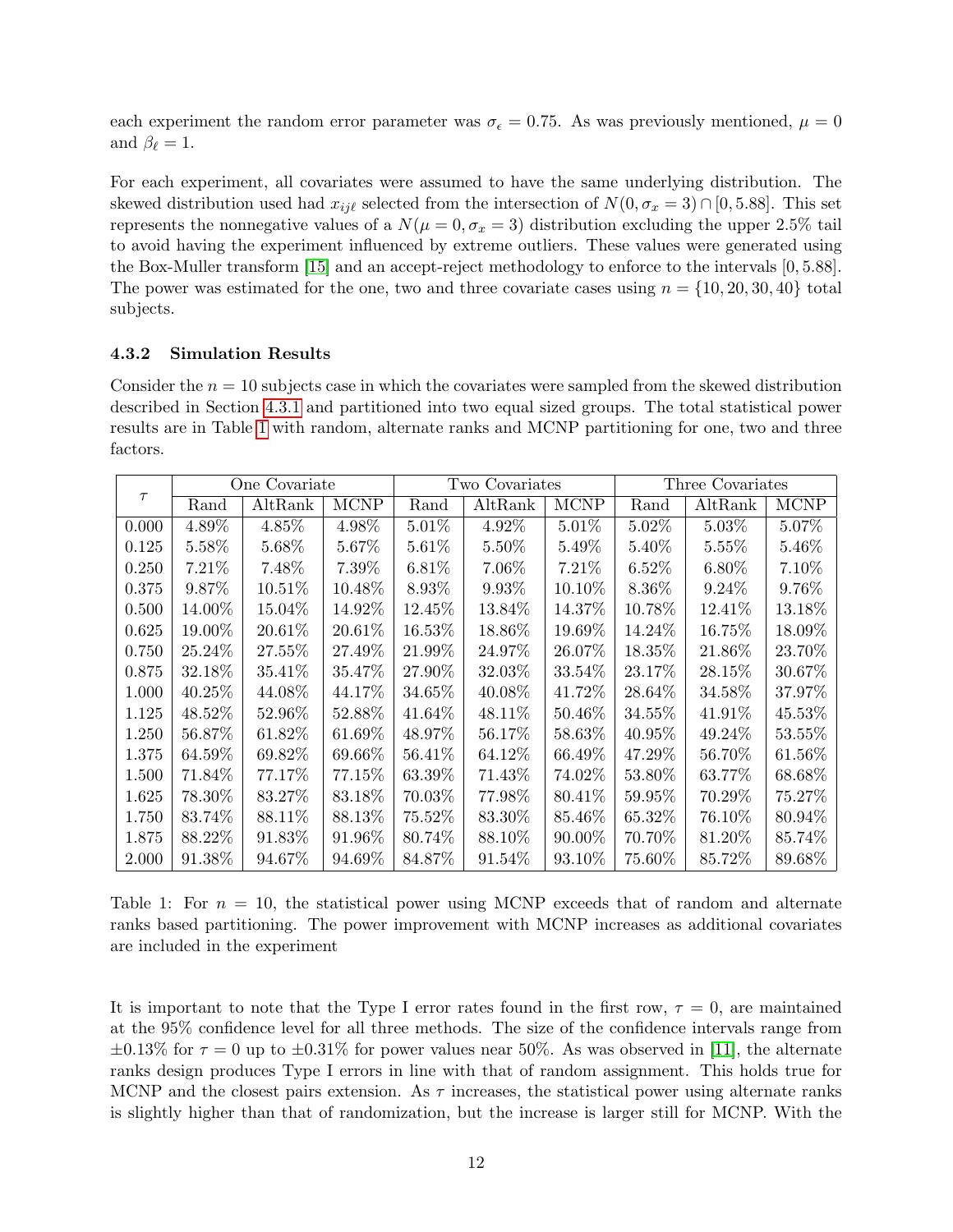each experiment the random error parameter was $\sigma_\epsilon = 0.75$. As was previously mentioned, $\mu = 0$ and $\beta_\ell = 1$.

For each experiment, all covariates were assumed to have the same underlying distribution. The skewed distribution used had $x_{ij\ell}$ selected from the intersection of $N(0, \sigma_x = 3) \cap [0, 5.88]$. This set represents the nonnegative values of a $N(\mu = 0, \sigma_x = 3)$ distribution excluding the upper 2.5% tail to avoid having the experiment influenced by extreme outliers. These values were generated using the Box-Muller transform [15] and an accept-reject methodology to enforce to the intervals $[0, 5.88]$. The power was estimated for the one, two and three covariate cases using $n = \{10, 20, 30, 40\}$ total subjects.

#### 4.3.2 Simulation Results

Consider the $n = 10$ subjects case in which the covariates were sampled from the skewed distribution described in Section 4.3.1 and partitioned into two equal sized groups. The total statistical power results are in Table 1 with random, alternate ranks and MCNP partitioning for one, two and three factors.

| $\tau$ | One Covariate | | | Two Covariates | | | Three Covariates | | |
|---|---|---|---|---|---|---|---|---|---|
| | Rand | AltRank | MCNP | Rand | AltRank | MCNP | Rand | AltRank | MCNP |
| 0.000 | 4.89% | 4.85% | 4.98% | 5.01% | 4.92% | 5.01% | 5.02% | 5.03% | 5.07% |
| 0.125 | 5.58% | 5.68% | 5.67% | 5.61% | 5.50% | 5.49% | 5.40% | 5.55% | 5.46% |
| 0.250 | 7.21% | 7.48% | 7.39% | 6.81% | 7.06% | 7.21% | 6.52% | 6.80% | 7.10% |
| 0.375 | 9.87% | 10.51% | 10.48% | 8.93% | 9.93% | 10.10% | 8.36% | 9.24% | 9.76% |
| 0.500 | 14.00% | 15.04% | 14.92% | 12.45% | 13.84% | 14.37% | 10.78% | 12.41% | 13.18% |
| 0.625 | 19.00% | 20.61% | 20.61% | 16.53% | 18.86% | 19.69% | 14.24% | 16.75% | 18.09% |
| 0.750 | 25.24% | 27.55% | 27.49% | 21.99% | 24.97% | 26.07% | 18.35% | 21.86% | 23.70% |
| 0.875 | 32.18% | 35.41% | 35.47% | 27.90% | 32.03% | 33.54% | 23.17% | 28.15% | 30.67% |
| 1.000 | 40.25% | 44.08% | 44.17% | 34.65% | 40.08% | 41.72% | 28.64% | 34.58% | 37.97% |
| 1.125 | 48.52% | 52.96% | 52.88% | 41.64% | 48.11% | 50.46% | 34.55% | 41.91% | 45.53% |
| 1.250 | 56.87% | 61.82% | 61.69% | 48.97% | 56.17% | 58.63% | 40.95% | 49.24% | 53.55% |
| 1.375 | 64.59% | 69.82% | 69.66% | 56.41% | 64.12% | 66.49% | 47.29% | 56.70% | 61.56% |
| 1.500 | 71.84% | 77.17% | 77.15% | 63.39% | 71.43% | 74.02% | 53.80% | 63.77% | 68.68% |
| 1.625 | 78.30% | 83.27% | 83.18% | 70.03% | 77.98% | 80.41% | 59.95% | 70.29% | 75.27% |
| 1.750 | 83.74% | 88.11% | 88.13% | 75.52% | 83.30% | 85.46% | 65.32% | 76.10% | 80.94% |
| 1.875 | 88.22% | 91.83% | 91.96% | 80.74% | 88.10% | 90.00% | 70.70% | 81.20% | 85.74% |
| 2.000 | 91.38% | 94.67% | 94.69% | 84.87% | 91.54% | 93.10% | 75.60% | 85.72% | 89.68% |

Table 1: For $n = 10$, the statistical power using MCNP exceeds that of random and alternate ranks based partitioning. The power improvement with MCNP increases as additional covariates are included in the experiment

It is important to note that the Type I error rates found in the first row, $\tau = 0$, are maintained at the 95% confidence level for all three methods. The size of the confidence intervals range from $\pm 0.13\%$ for $\tau = 0$ up to $\pm 0.31\%$ for power values near 50%. As was observed in [11], the alternate ranks design produces Type I errors in line with that of random assignment. This holds true for MCNP and the closest pairs extension. As $\tau$ increases, the statistical power using alternate ranks is slightly higher than that of randomization, but the increase is larger still for MCNP. With the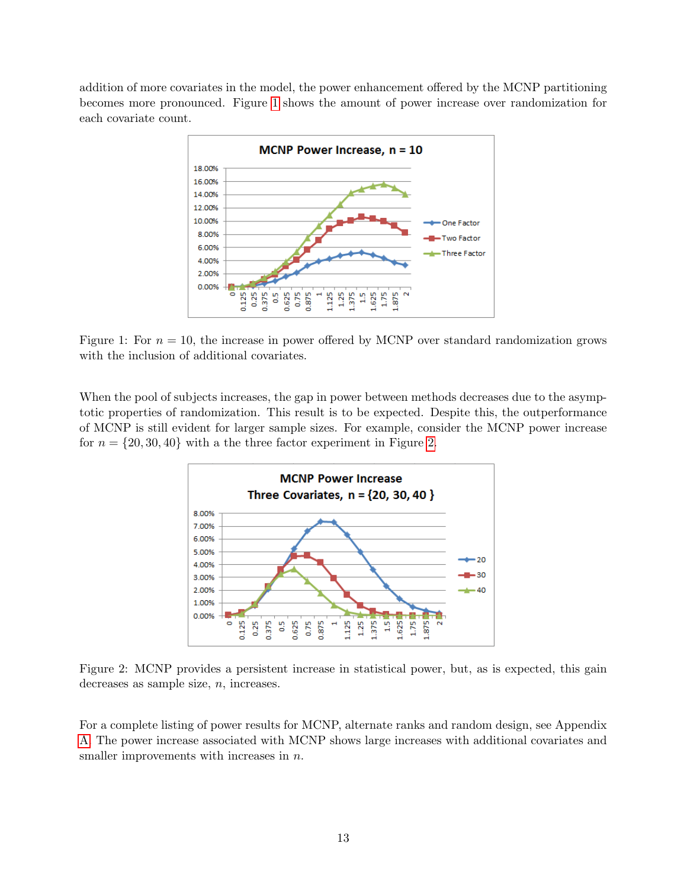addition of more covariates in the model, the power enhancement offered by the MCNP partitioning becomes more pronounced. Figure 1 shows the amount of power increase over randomization for each covariate count.

Figure 1: For $n = 10$, the increase in power offered by MCNP over standard randomization grows with the inclusion of additional covariates.

When the pool of subjects increases, the gap in power between methods decreases due to the asymptotic properties of randomization. This result is to be expected. Despite this, the outperformance of MCNP is still evident for larger sample sizes. For example, consider the MCNP power increase for $n = \{20, 30, 40\}$ with a the three factor experiment in Figure 2.

Figure 2: MCNP provides a persistent increase in statistical power, but, as is expected, this gain decreases as sample size, $n$, increases.

For a complete listing of power results for MCNP, alternate ranks and random design, see Appendix A. The power increase associated with MCNP shows large increases with additional covariates and smaller improvements with increases in $n$.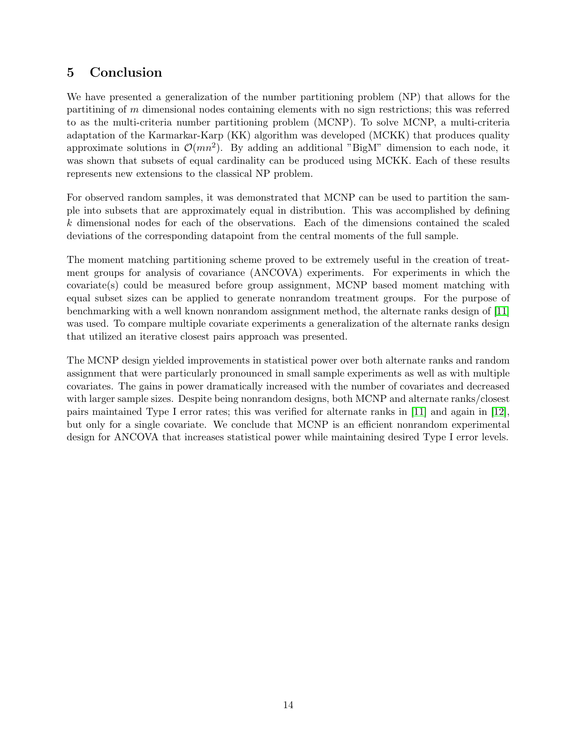## 5 Conclusion

We have presented a generalization of the number partitioning problem (NP) that allows for the partitining of $m$ dimensional nodes containing elements with no sign restrictions; this was referred to as the multi-criteria number partitioning problem (MCNP). To solve MCNP, a multi-criteria adaptation of the Karmarkar-Karp (KK) algorithm was developed (MCKK) that produces quality approximate solutions in $\mathcal{O}(mn^2)$. By adding an additional "BigM" dimension to each node, it was shown that subsets of equal cardinality can be produced using MCKK. Each of these results represents new extensions to the classical NP problem.

For observed random samples, it was demonstrated that MCNP can be used to partition the sample into subsets that are approximately equal in distribution. This was accomplished by defining $k$ dimensional nodes for each of the observations. Each of the dimensions contained the scaled deviations of the corresponding datapoint from the central moments of the full sample.

The moment matching partitioning scheme proved to be extremely useful in the creation of treatment groups for analysis of covariance (ANCOVA) experiments. For experiments in which the covariate(s) could be measured before group assignment, MCNP based moment matching with equal subset sizes can be applied to generate nonrandom treatment groups. For the purpose of benchmarking with a well known nonrandom assignment method, the alternate ranks design of [11] was used. To compare multiple covariate experiments a generalization of the alternate ranks design that utilized an iterative closest pairs approach was presented.

The MCNP design yielded improvements in statistical power over both alternate ranks and random assignment that were particularly pronounced in small sample experiments as well as with multiple covariates. The gains in power dramatically increased with the number of covariates and decreased with larger sample sizes. Despite being nonrandom designs, both MCNP and alternate ranks/closest pairs maintained Type I error rates; this was verified for alternate ranks in [11] and again in [12], but only for a single covariate. We conclude that MCNP is an efficient nonrandom experimental design for ANCOVA that increases statistical power while maintaining desired Type I error levels.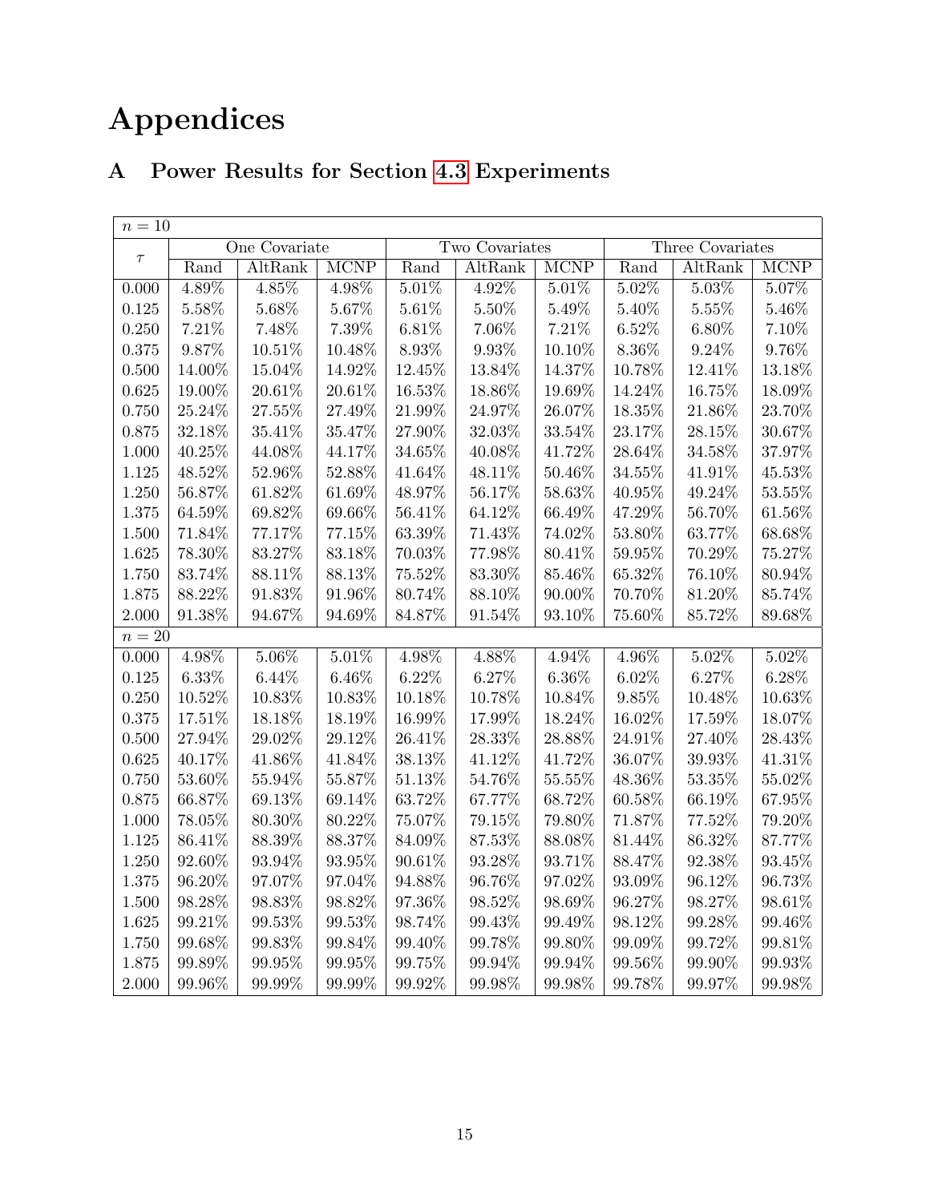# Appendices

## A Power Results for Section 4.3 Experiments

| $\tau$ | One Covariate | | | Two Covariates | | | Three Covariates | | |
|---|---|---|---|---|---|---|---|---|---|
| | Rand | AltRank | MCNP | Rand | AltRank | MCNP | Rand | AltRank | MCNP |
| $n = 10$ | | | | | | | | | |
| 0.000 | 4.89% | 4.85% | 4.98% | 5.01% | 4.92% | 5.01% | 5.02% | 5.03% | 5.07% |
| 0.125 | 5.58% | 5.68% | 5.67% | 5.61% | 5.50% | 5.49% | 5.40% | 5.55% | 5.46% |
| 0.250 | 7.21% | 7.48% | 7.39% | 6.81% | 7.06% | 7.21% | 6.52% | 6.80% | 7.10% |
| 0.375 | 9.87% | 10.51% | 10.48% | 8.93% | 9.93% | 10.10% | 8.36% | 9.24% | 9.76% |
| 0.500 | 14.00% | 15.04% | 14.92% | 12.45% | 13.84% | 14.37% | 10.78% | 12.41% | 13.18% |
| 0.625 | 19.00% | 20.61% | 20.61% | 16.53% | 18.86% | 19.69% | 14.24% | 16.75% | 18.09% |
| 0.750 | 25.24% | 27.55% | 27.49% | 21.99% | 24.97% | 26.07% | 18.35% | 21.86% | 23.70% |
| 0.875 | 32.18% | 35.41% | 35.47% | 27.90% | 32.03% | 33.54% | 23.17% | 28.15% | 30.67% |
| 1.000 | 40.25% | 44.08% | 44.17% | 34.65% | 40.08% | 41.72% | 28.64% | 34.58% | 37.97% |
| 1.125 | 48.52% | 52.96% | 52.88% | 41.64% | 48.11% | 50.46% | 34.55% | 41.91% | 45.53% |
| 1.250 | 56.87% | 61.82% | 61.69% | 48.97% | 56.17% | 58.63% | 40.95% | 49.24% | 53.55% |
| 1.375 | 64.59% | 69.82% | 69.66% | 56.41% | 64.12% | 66.49% | 47.29% | 56.70% | 61.56% |
| 1.500 | 71.84% | 77.17% | 77.15% | 63.39% | 71.43% | 74.02% | 53.80% | 63.77% | 68.68% |
| 1.625 | 78.30% | 83.27% | 83.18% | 70.03% | 77.98% | 80.41% | 59.95% | 70.29% | 75.27% |
| 1.750 | 83.74% | 88.11% | 88.13% | 75.52% | 83.30% | 85.46% | 65.32% | 76.10% | 80.94% |
| 1.875 | 88.22% | 91.83% | 91.96% | 80.74% | 88.10% | 90.00% | 70.70% | 81.20% | 85.74% |
| 2.000 | 91.38% | 94.67% | 94.69% | 84.87% | 91.54% | 93.10% | 75.60% | 85.72% | 89.68% |
| $n = 20$ | | | | | | | | | |
| 0.000 | 4.98% | 5.06% | 5.01% | 4.98% | 4.88% | 4.94% | 4.96% | 5.02% | 5.02% |
| 0.125 | 6.33% | 6.44% | 6.46% | 6.22% | 6.27% | 6.36% | 6.02% | 6.27% | 6.28% |
| 0.250 | 10.52% | 10.83% | 10.83% | 10.18% | 10.78% | 10.84% | 9.85% | 10.48% | 10.63% |
| 0.375 | 17.51% | 18.18% | 18.19% | 16.99% | 17.99% | 18.24% | 16.02% | 17.59% | 18.07% |
| 0.500 | 27.94% | 29.02% | 29.12% | 26.41% | 28.33% | 28.88% | 24.91% | 27.40% | 28.43% |
| 0.625 | 40.17% | 41.86% | 41.84% | 38.13% | 41.12% | 41.72% | 36.07% | 39.93% | 41.31% |
| 0.750 | 53.60% | 55.94% | 55.87% | 51.13% | 54.76% | 55.55% | 48.36% | 53.35% | 55.02% |
| 0.875 | 66.87% | 69.13% | 69.14% | 63.72% | 67.77% | 68.72% | 60.58% | 66.19% | 67.95% |
| 1.000 | 78.05% | 80.30% | 80.22% | 75.07% | 79.15% | 79.80% | 71.87% | 77.52% | 79.20% |
| 1.125 | 86.41% | 88.39% | 88.37% | 84.09% | 87.53% | 88.08% | 81.44% | 86.32% | 87.77% |
| 1.250 | 92.60% | 93.94% | 93.95% | 90.61% | 93.28% | 93.71% | 88.47% | 92.38% | 93.45% |
| 1.375 | 96.20% | 97.07% | 97.04% | 94.88% | 96.76% | 97.02% | 93.09% | 96.12% | 96.73% |
| 1.500 | 98.28% | 98.83% | 98.82% | 97.36% | 98.52% | 98.69% | 96.27% | 98.27% | 98.61% |
| 1.625 | 99.21% | 99.53% | 99.53% | 98.74% | 99.43% | 99.49% | 98.12% | 99.28% | 99.46% |
| 1.750 | 99.68% | 99.83% | 99.84% | 99.40% | 99.78% | 99.80% | 99.09% | 99.72% | 99.81% |
| 1.875 | 99.89% | 99.95% | 99.95% | 99.75% | 99.94% | 99.94% | 99.56% | 99.90% | 99.93% |
| 2.000 | 99.96% | 99.99% | 99.99% | 99.92% | 99.98% | 99.98% | 99.78% | 99.97% | 99.98% |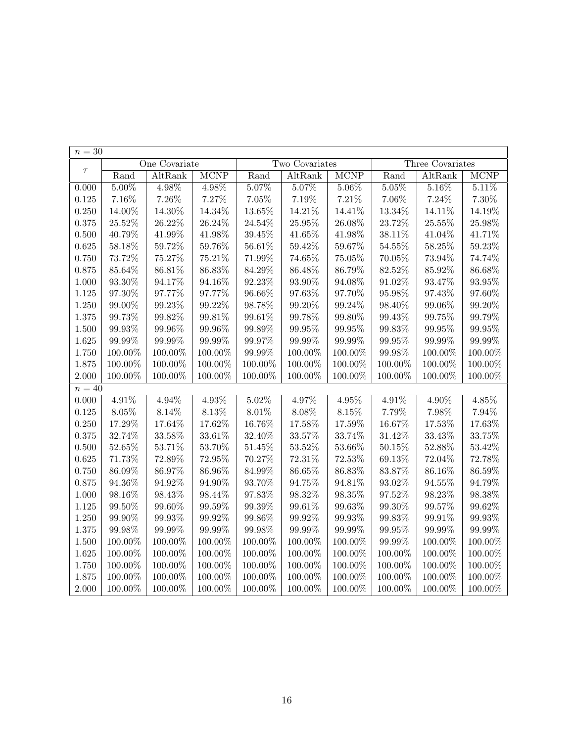| $n = 30$ | | | | | | | | | |
|---|---|---|---|---|---|---|---|---|---|
| $\tau$ | One Covariate | | | Two Covariates | | | Three Covariates | | |
| | Rand | AltRank | MCNP | Rand | AltRank | MCNP | Rand | AltRank | MCNP |
| 0.000 | 5.00% | 4.98% | 4.98% | 5.07% | 5.07% | 5.06% | 5.05% | 5.16% | 5.11% |
| 0.125 | 7.16% | 7.26% | 7.27% | 7.05% | 7.19% | 7.21% | 7.06% | 7.24% | 7.30% |
| 0.250 | 14.00% | 14.30% | 14.34% | 13.65% | 14.21% | 14.41% | 13.34% | 14.11% | 14.19% |
| 0.375 | 25.52% | 26.22% | 26.24% | 24.54% | 25.95% | 26.08% | 23.72% | 25.55% | 25.98% |
| 0.500 | 40.79% | 41.99% | 41.98% | 39.45% | 41.65% | 41.98% | 38.11% | 41.04% | 41.71% |
| 0.625 | 58.18% | 59.72% | 59.76% | 56.61% | 59.42% | 59.67% | 54.55% | 58.25% | 59.23% |
| 0.750 | 73.72% | 75.27% | 75.21% | 71.99% | 74.65% | 75.05% | 70.05% | 73.94% | 74.74% |
| 0.875 | 85.64% | 86.81% | 86.83% | 84.29% | 86.48% | 86.79% | 82.52% | 85.92% | 86.68% |
| 1.000 | 93.30% | 94.17% | 94.16% | 92.23% | 93.90% | 94.08% | 91.02% | 93.47% | 93.95% |
| 1.125 | 97.30% | 97.77% | 97.77% | 96.66% | 97.63% | 97.70% | 95.98% | 97.43% | 97.60% |
| 1.250 | 99.00% | 99.23% | 99.22% | 98.78% | 99.20% | 99.24% | 98.40% | 99.06% | 99.20% |
| 1.375 | 99.73% | 99.82% | 99.81% | 99.61% | 99.78% | 99.80% | 99.43% | 99.75% | 99.79% |
| 1.500 | 99.93% | 99.96% | 99.96% | 99.89% | 99.95% | 99.95% | 99.83% | 99.95% | 99.95% |
| 1.625 | 99.99% | 99.99% | 99.99% | 99.97% | 99.99% | 99.99% | 99.95% | 99.99% | 99.99% |
| 1.750 | 100.00% | 100.00% | 100.00% | 99.99% | 100.00% | 100.00% | 99.98% | 100.00% | 100.00% |
| 1.875 | 100.00% | 100.00% | 100.00% | 100.00% | 100.00% | 100.00% | 100.00% | 100.00% | 100.00% |
| 2.000 | 100.00% | 100.00% | 100.00% | 100.00% | 100.00% | 100.00% | 100.00% | 100.00% | 100.00% |
| $n = 40$ | | | | | | | | | |
| 0.000 | 4.91% | 4.94% | 4.93% | 5.02% | 4.97% | 4.95% | 4.91% | 4.90% | 4.85% |
| 0.125 | 8.05% | 8.14% | 8.13% | 8.01% | 8.08% | 8.15% | 7.79% | 7.98% | 7.94% |
| 0.250 | 17.29% | 17.64% | 17.62% | 16.76% | 17.58% | 17.59% | 16.67% | 17.53% | 17.63% |
| 0.375 | 32.74% | 33.58% | 33.61% | 32.40% | 33.57% | 33.74% | 31.42% | 33.43% | 33.75% |
| 0.500 | 52.65% | 53.71% | 53.70% | 51.45% | 53.52% | 53.66% | 50.15% | 52.88% | 53.42% |
| 0.625 | 71.73% | 72.89% | 72.95% | 70.27% | 72.31% | 72.53% | 69.13% | 72.04% | 72.78% |
| 0.750 | 86.09% | 86.97% | 86.96% | 84.99% | 86.65% | 86.83% | 83.87% | 86.16% | 86.59% |
| 0.875 | 94.36% | 94.92% | 94.90% | 93.70% | 94.75% | 94.81% | 93.02% | 94.55% | 94.79% |
| 1.000 | 98.16% | 98.43% | 98.44% | 97.83% | 98.32% | 98.35% | 97.52% | 98.23% | 98.38% |
| 1.125 | 99.50% | 99.60% | 99.59% | 99.39% | 99.61% | 99.63% | 99.30% | 99.57% | 99.62% |
| 1.250 | 99.90% | 99.93% | 99.92% | 99.86% | 99.92% | 99.93% | 99.83% | 99.91% | 99.93% |
| 1.375 | 99.98% | 99.99% | 99.99% | 99.98% | 99.99% | 99.99% | 99.95% | 99.99% | 99.99% |
| 1.500 | 100.00% | 100.00% | 100.00% | 100.00% | 100.00% | 100.00% | 99.99% | 100.00% | 100.00% |
| 1.625 | 100.00% | 100.00% | 100.00% | 100.00% | 100.00% | 100.00% | 100.00% | 100.00% | 100.00% |
| 1.750 | 100.00% | 100.00% | 100.00% | 100.00% | 100.00% | 100.00% | 100.00% | 100.00% | 100.00% |
| 1.875 | 100.00% | 100.00% | 100.00% | 100.00% | 100.00% | 100.00% | 100.00% | 100.00% | 100.00% |
| 2.000 | 100.00% | 100.00% | 100.00% | 100.00% | 100.00% | 100.00% | 100.00% | 100.00% | 100.00% |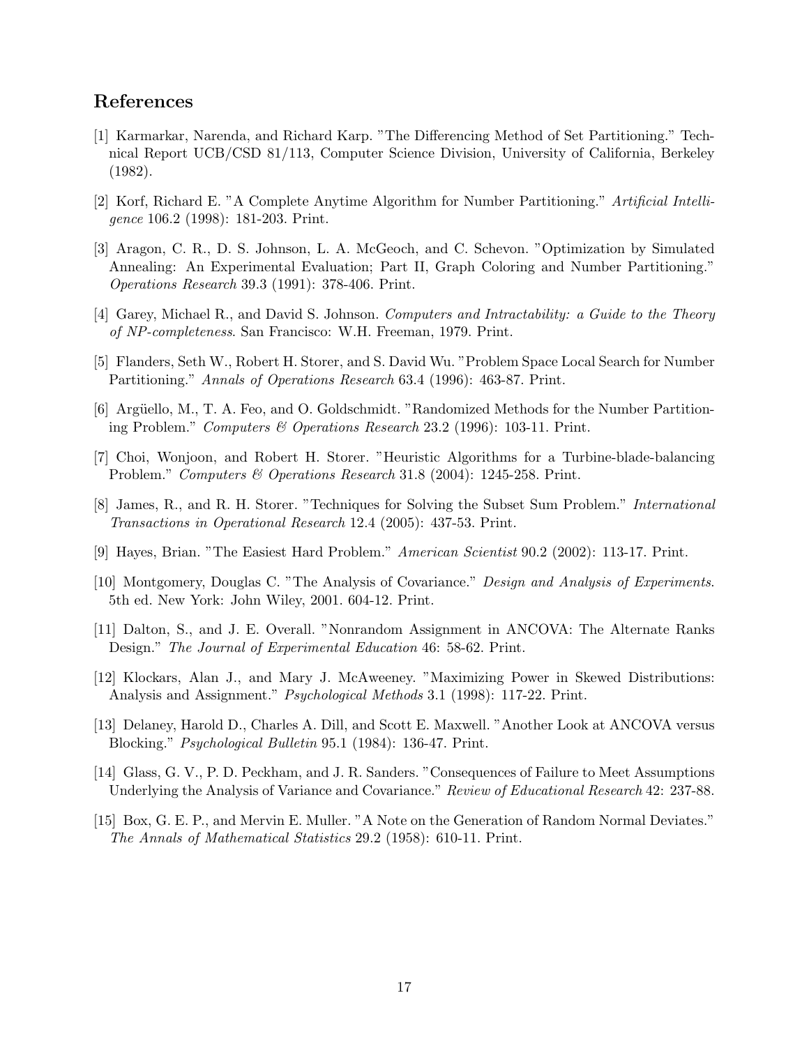## References

[1] Karmarkar, Narenda, and Richard Karp. "The Differencing Method of Set Partitioning." Technical Report UCB/CSD 81/113, Computer Science Division, University of California, Berkeley (1982).

[2] Korf, Richard E. "A Complete Anytime Algorithm for Number Partitioning." *Artificial Intelligence* 106.2 (1998): 181-203. Print.

[3] Aragon, C. R., D. S. Johnson, L. A. McGeoch, and C. Schevon. "Optimization by Simulated Annealing: An Experimental Evaluation; Part II, Graph Coloring and Number Partitioning." *Operations Research* 39.3 (1991): 378-406. Print.

[4] Garey, Michael R., and David S. Johnson. *Computers and Intractability: a Guide to the Theory of NP-completeness*. San Francisco: W.H. Freeman, 1979. Print.

[5] Flanders, Seth W., Robert H. Storer, and S. David Wu. "Problem Space Local Search for Number Partitioning." *Annals of Operations Research* 63.4 (1996): 463-87. Print.

[6] Argüello, M., T. A. Feo, and O. Goldschmidt. "Randomized Methods for the Number Partitioning Problem." *Computers & Operations Research* 23.2 (1996): 103-11. Print.

[7] Choi, Wonjoon, and Robert H. Storer. "Heuristic Algorithms for a Turbine-blade-balancing Problem." *Computers & Operations Research* 31.8 (2004): 1245-258. Print.

[8] James, R., and R. H. Storer. "Techniques for Solving the Subset Sum Problem." *International Transactions in Operational Research* 12.4 (2005): 437-53. Print.

[9] Hayes, Brian. "The Easiest Hard Problem." *American Scientist* 90.2 (2002): 113-17. Print.

[10] Montgomery, Douglas C. "The Analysis of Covariance." *Design and Analysis of Experiments.* 5th ed. New York: John Wiley, 2001. 604-12. Print.

[11] Dalton, S., and J. E. Overall. "Nonrandom Assignment in ANCOVA: The Alternate Ranks Design." *The Journal of Experimental Education* 46: 58-62. Print.

[12] Klockars, Alan J., and Mary J. McAweeney. "Maximizing Power in Skewed Distributions: Analysis and Assignment." *Psychological Methods* 3.1 (1998): 117-22. Print.

[13] Delaney, Harold D., Charles A. Dill, and Scott E. Maxwell. "Another Look at ANCOVA versus Blocking." *Psychological Bulletin* 95.1 (1984): 136-47. Print.

[14] Glass, G. V., P. D. Peckham, and J. R. Sanders. "Consequences of Failure to Meet Assumptions Underlying the Analysis of Variance and Covariance." *Review of Educational Research* 42: 237-88.

[15] Box, G. E. P., and Mervin E. Muller. "A Note on the Generation of Random Normal Deviates." *The Annals of Mathematical Statistics* 29.2 (1958): 610-11. Print.